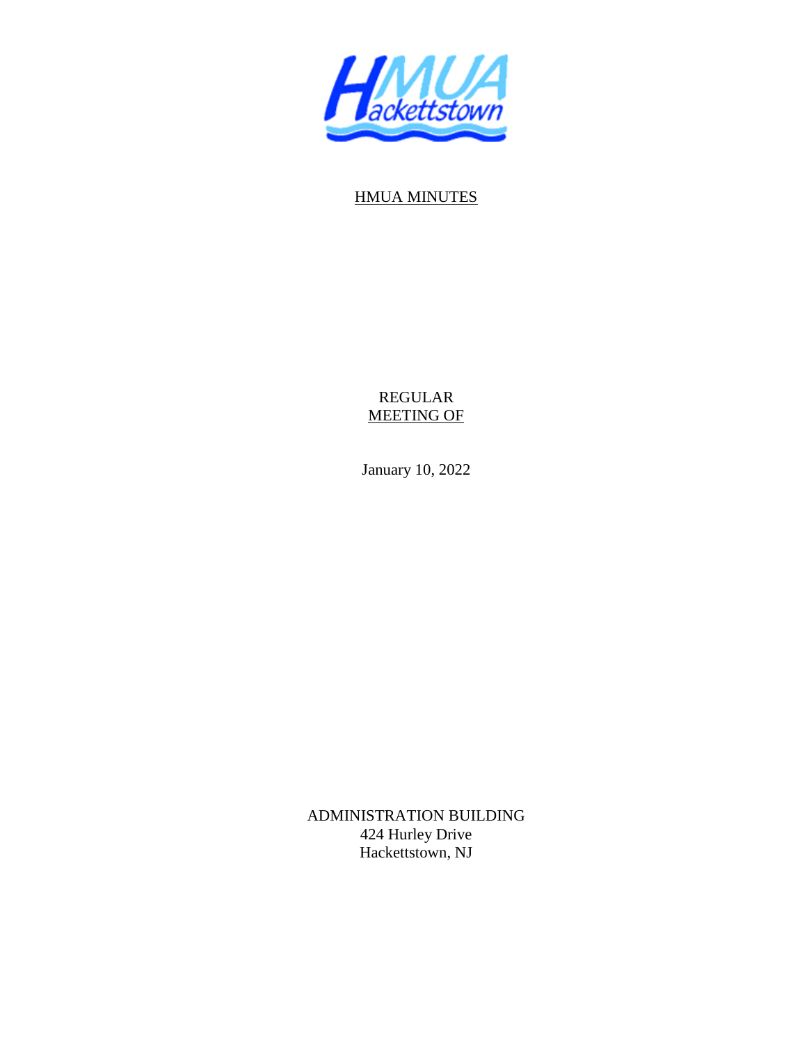HMUA Hackettstown

# HMUA MINUTES

REGULAR
MEETING OF

January 10, 2022

ADMINISTRATION BUILDING
424 Hurley Drive
Hackettstown, NJ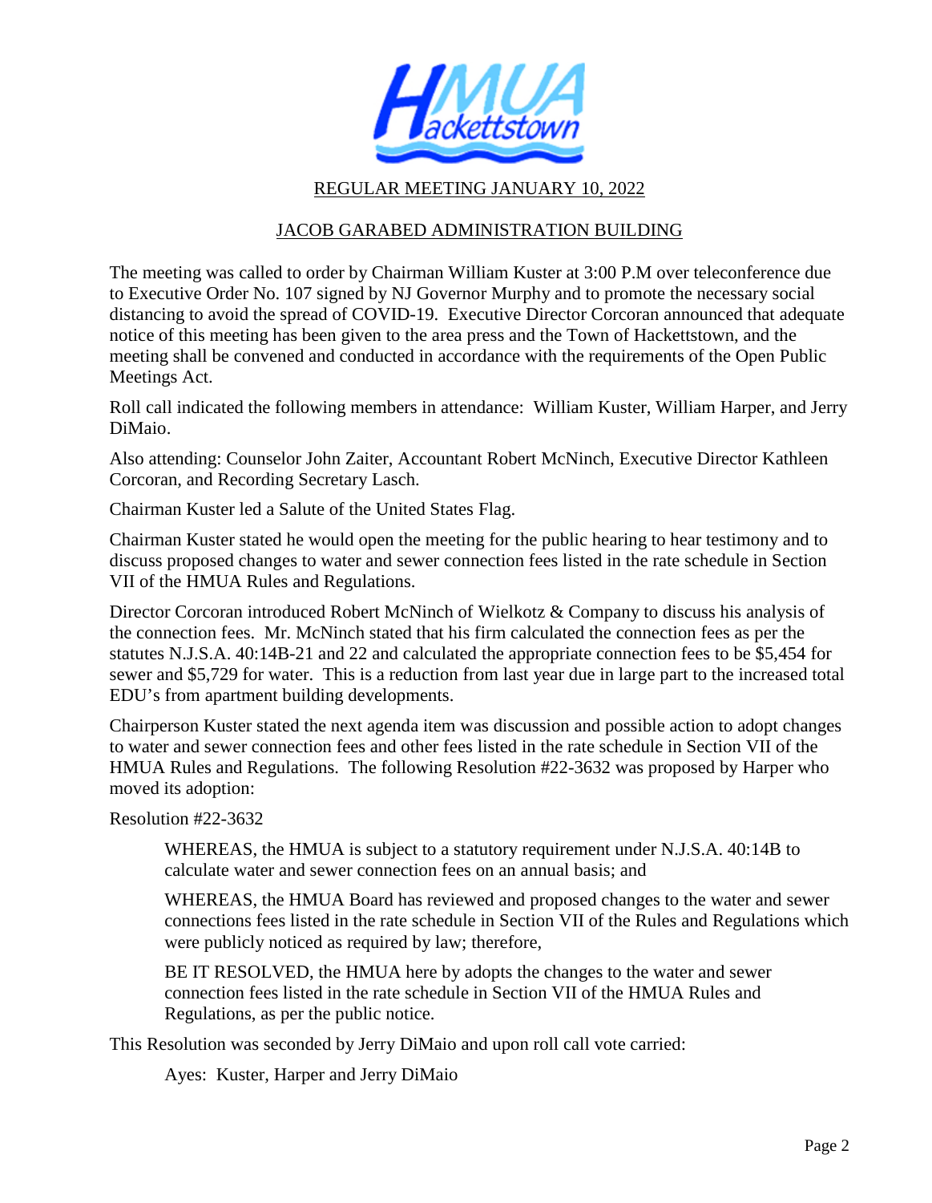REGULAR MEETING JANUARY 10, 2022

JACOB GARABED ADMINISTRATION BUILDING

The meeting was called to order by Chairman William Kuster at 3:00 P.M over teleconference due to Executive Order No. 107 signed by NJ Governor Murphy and to promote the necessary social distancing to avoid the spread of COVID-19. Executive Director Corcoran announced that adequate notice of this meeting has been given to the area press and the Town of Hackettstown, and the meeting shall be convened and conducted in accordance with the requirements of the Open Public Meetings Act.

Roll call indicated the following members in attendance: William Kuster, William Harper, and Jerry DiMaio.

Also attending: Counselor John Zaiter, Accountant Robert McNinch, Executive Director Kathleen Corcoran, and Recording Secretary Lasch.

Chairman Kuster led a Salute of the United States Flag.

Chairman Kuster stated he would open the meeting for the public hearing to hear testimony and to discuss proposed changes to water and sewer connection fees listed in the rate schedule in Section VII of the HMUA Rules and Regulations.

Director Corcoran introduced Robert McNinch of Wielkotz & Company to discuss his analysis of the connection fees. Mr. McNinch stated that his firm calculated the connection fees as per the statutes N.J.S.A. 40:14B-21 and 22 and calculated the appropriate connection fees to be $5,454 for sewer and $5,729 for water. This is a reduction from last year due in large part to the increased total EDU's from apartment building developments.

Chairperson Kuster stated the next agenda item was discussion and possible action to adopt changes to water and sewer connection fees and other fees listed in the rate schedule in Section VII of the HMUA Rules and Regulations. The following Resolution #22-3632 was proposed by Harper who moved its adoption:

Resolution #22-3632

> WHEREAS, the HMUA is subject to a statutory requirement under N.J.S.A. 40:14B to calculate water and sewer connection fees on an annual basis; and
>
> WHEREAS, the HMUA Board has reviewed and proposed changes to the water and sewer connections fees listed in the rate schedule in Section VII of the Rules and Regulations which were publicly noticed as required by law; therefore,
>
> BE IT RESOLVED, the HMUA here by adopts the changes to the water and sewer connection fees listed in the rate schedule in Section VII of the HMUA Rules and Regulations, as per the public notice.

This Resolution was seconded by Jerry DiMaio and upon roll call vote carried:

> Ayes: Kuster, Harper and Jerry DiMaio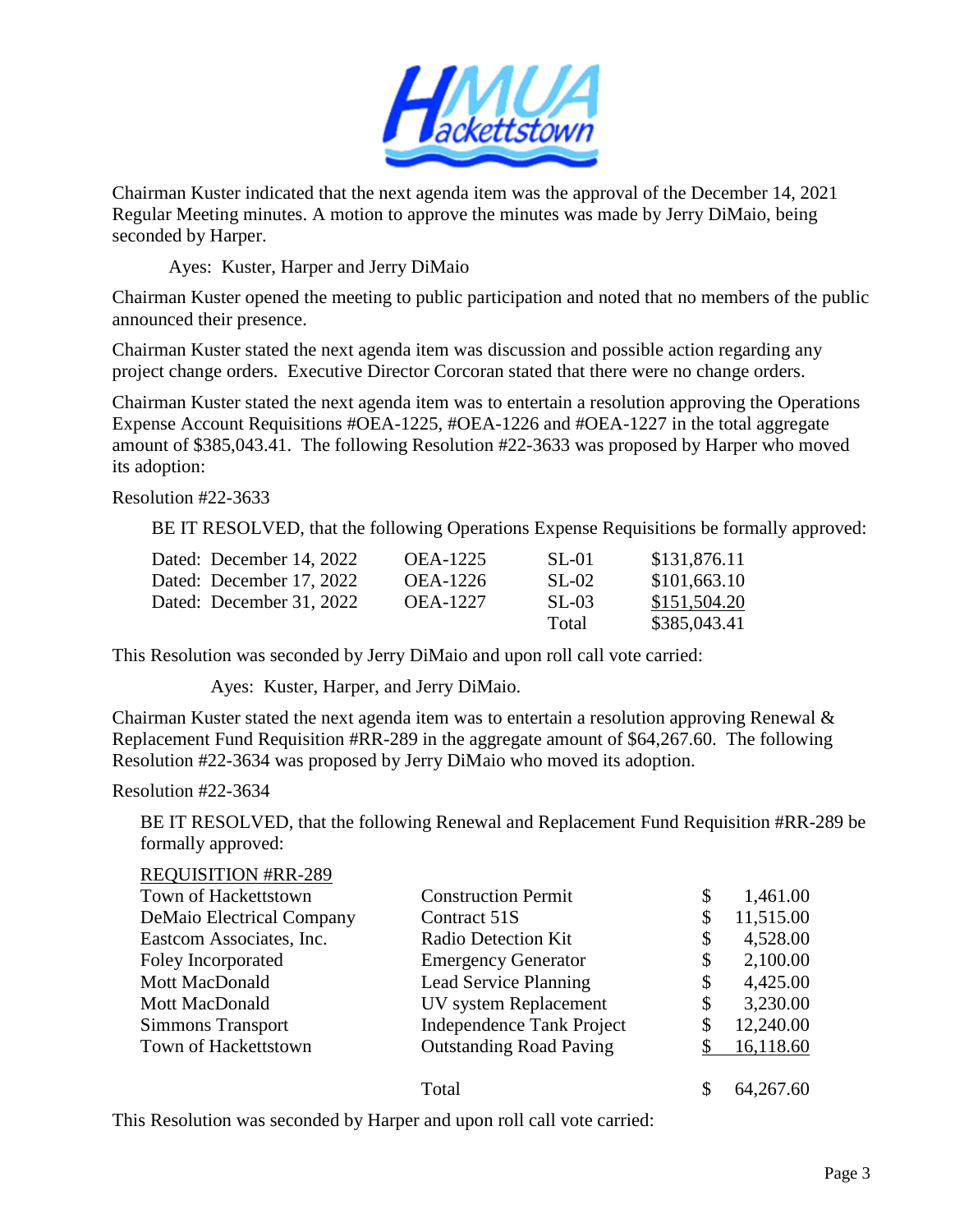Chairman Kuster indicated that the next agenda item was the approval of the December 14, 2021 Regular Meeting minutes. A motion to approve the minutes was made by Jerry DiMaio, being seconded by Harper.

Ayes: Kuster, Harper and Jerry DiMaio

Chairman Kuster opened the meeting to public participation and noted that no members of the public announced their presence.

Chairman Kuster stated the next agenda item was discussion and possible action regarding any project change orders. Executive Director Corcoran stated that there were no change orders.

Chairman Kuster stated the next agenda item was to entertain a resolution approving the Operations Expense Account Requisitions #OEA-1225, #OEA-1226 and #OEA-1227 in the total aggregate amount of $385,043.41. The following Resolution #22-3633 was proposed by Harper who moved its adoption:

Resolution #22-3633

BE IT RESOLVED, that the following Operations Expense Requisitions be formally approved:

| | | | |
|---|---|---|---|
| Dated: December 14, 2022 | OEA-1225 | SL-01 | $131,876.11 |
| Dated: December 17, 2022 | OEA-1226 | SL-02 | $101,663.10 |
| Dated: December 31, 2022 | OEA-1227 | SL-03 | $151,504.20 |
| | | Total | $385,043.41 |

This Resolution was seconded by Jerry DiMaio and upon roll call vote carried:

Ayes: Kuster, Harper, and Jerry DiMaio.

Chairman Kuster stated the next agenda item was to entertain a resolution approving Renewal & Replacement Fund Requisition #RR-289 in the aggregate amount of $64,267.60. The following Resolution #22-3634 was proposed by Jerry DiMaio who moved its adoption.

Resolution #22-3634

BE IT RESOLVED, that the following Renewal and Replacement Fund Requisition #RR-289 be formally approved:

| REQUISITION #RR-289 | | |
|---|---|---|
| Town of Hackettstown | Construction Permit | $ 1,461.00 |
| DeMaio Electrical Company | Contract 51S | $ 11,515.00 |
| Eastcom Associates, Inc. | Radio Detection Kit | $ 4,528.00 |
| Foley Incorporated | Emergency Generator | $ 2,100.00 |
| Mott MacDonald | Lead Service Planning | $ 4,425.00 |
| Mott MacDonald | UV system Replacement | $ 3,230.00 |
| Simmons Transport | Independence Tank Project | $ 12,240.00 |
| Town of Hackettstown | Outstanding Road Paving | $ 16,118.60 |
| | Total | $ 64,267.60 |

This Resolution was seconded by Harper and upon roll call vote carried: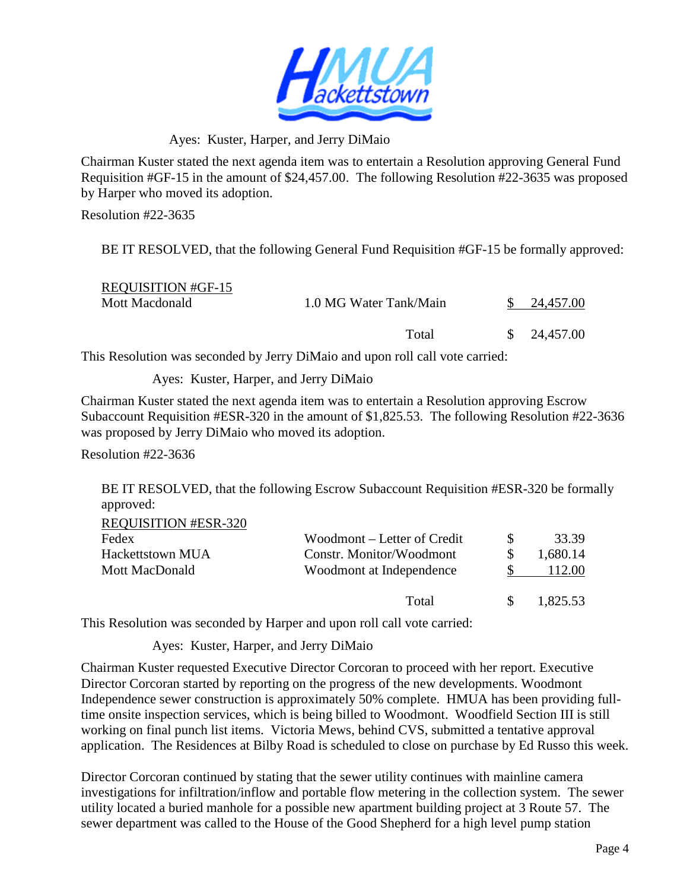Ayes: Kuster, Harper, and Jerry DiMaio

Chairman Kuster stated the next agenda item was to entertain a Resolution approving General Fund Requisition #GF-15 in the amount of $24,457.00. The following Resolution #22-3635 was proposed by Harper who moved its adoption.

Resolution #22-3635

BE IT RESOLVED, that the following General Fund Requisition #GF-15 be formally approved:

| REQUISITION #GF-15 | | |
|---|---|---|
| Mott Macdonald | 1.0 MG Water Tank/Main | $ 24,457.00 |
| | Total | $ 24,457.00 |

This Resolution was seconded by Jerry DiMaio and upon roll call vote carried:

Ayes: Kuster, Harper, and Jerry DiMaio

Chairman Kuster stated the next agenda item was to entertain a Resolution approving Escrow Subaccount Requisition #ESR-320 in the amount of $1,825.53. The following Resolution #22-3636 was proposed by Jerry DiMaio who moved its adoption.

Resolution #22-3636

BE IT RESOLVED, that the following Escrow Subaccount Requisition #ESR-320 be formally approved:

| REQUISITION #ESR-320 | | |
|---|---|---|
| Fedex | Woodmont – Letter of Credit | $ 33.39 |
| Hackettstown MUA | Constr. Monitor/Woodmont | $ 1,680.14 |
| Mott MacDonald | Woodmont at Independence | $ 112.00 |
| | Total | $ 1,825.53 |

This Resolution was seconded by Harper and upon roll call vote carried:

Ayes: Kuster, Harper, and Jerry DiMaio

Chairman Kuster requested Executive Director Corcoran to proceed with her report. Executive Director Corcoran started by reporting on the progress of the new developments. Woodmont Independence sewer construction is approximately 50% complete. HMUA has been providing full-time onsite inspection services, which is being billed to Woodmont. Woodfield Section III is still working on final punch list items. Victoria Mews, behind CVS, submitted a tentative approval application. The Residences at Bilby Road is scheduled to close on purchase by Ed Russo this week.

Director Corcoran continued by stating that the sewer utility continues with mainline camera investigations for infiltration/inflow and portable flow metering in the collection system. The sewer utility located a buried manhole for a possible new apartment building project at 3 Route 57. The sewer department was called to the House of the Good Shepherd for a high level pump station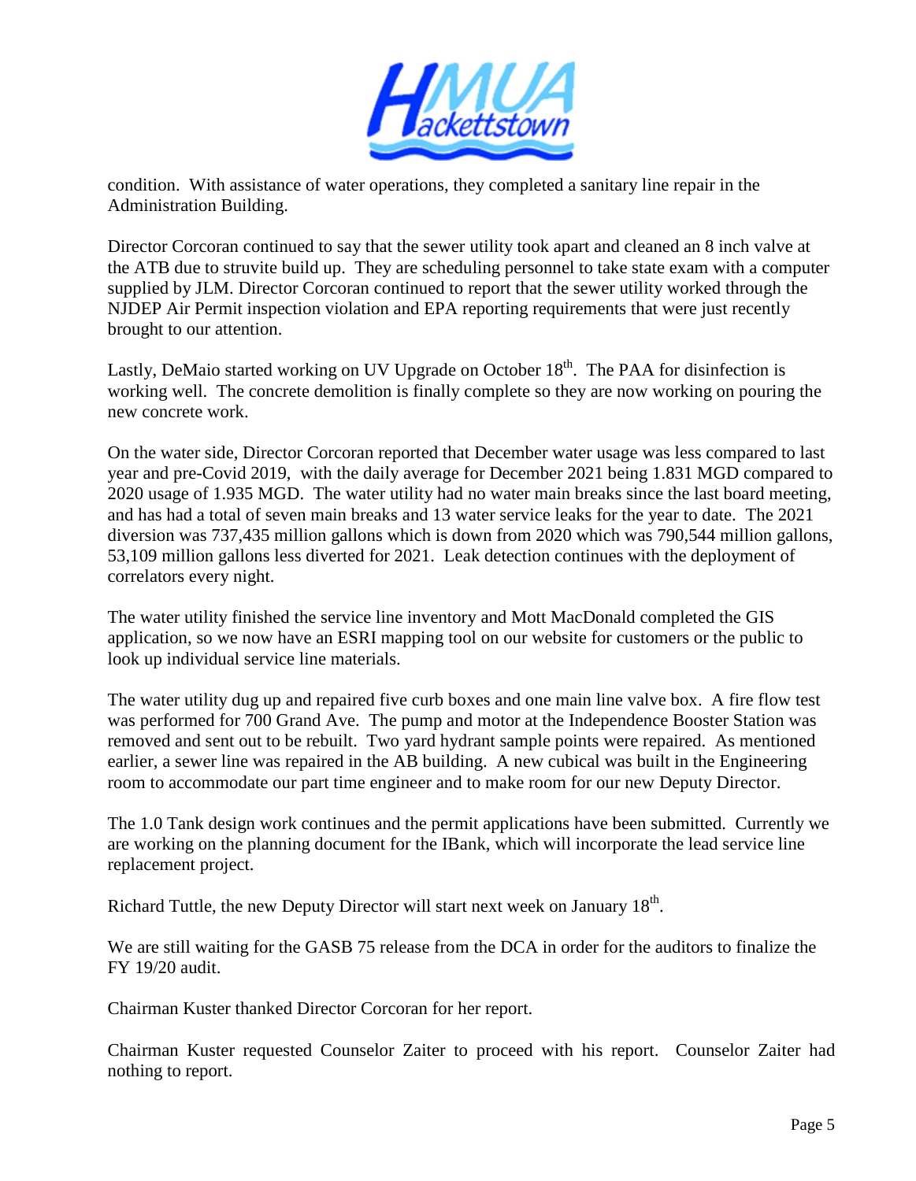condition. With assistance of water operations, they completed a sanitary line repair in the Administration Building.

Director Corcoran continued to say that the sewer utility took apart and cleaned an 8 inch valve at the ATB due to struvite build up. They are scheduling personnel to take state exam with a computer supplied by JLM. Director Corcoran continued to report that the sewer utility worked through the NJDEP Air Permit inspection violation and EPA reporting requirements that were just recently brought to our attention.

Lastly, DeMaio started working on UV Upgrade on October 18th. The PAA for disinfection is working well. The concrete demolition is finally complete so they are now working on pouring the new concrete work.

On the water side, Director Corcoran reported that December water usage was less compared to last year and pre-Covid 2019, with the daily average for December 2021 being 1.831 MGD compared to 2020 usage of 1.935 MGD. The water utility had no water main breaks since the last board meeting, and has had a total of seven main breaks and 13 water service leaks for the year to date. The 2021 diversion was 737,435 million gallons which is down from 2020 which was 790,544 million gallons, 53,109 million gallons less diverted for 2021. Leak detection continues with the deployment of correlators every night.

The water utility finished the service line inventory and Mott MacDonald completed the GIS application, so we now have an ESRI mapping tool on our website for customers or the public to look up individual service line materials.

The water utility dug up and repaired five curb boxes and one main line valve box. A fire flow test was performed for 700 Grand Ave. The pump and motor at the Independence Booster Station was removed and sent out to be rebuilt. Two yard hydrant sample points were repaired. As mentioned earlier, a sewer line was repaired in the AB building. A new cubical was built in the Engineering room to accommodate our part time engineer and to make room for our new Deputy Director.

The 1.0 Tank design work continues and the permit applications have been submitted. Currently we are working on the planning document for the IBank, which will incorporate the lead service line replacement project.

Richard Tuttle, the new Deputy Director will start next week on January 18th.

We are still waiting for the GASB 75 release from the DCA in order for the auditors to finalize the FY 19/20 audit.

Chairman Kuster thanked Director Corcoran for her report.

Chairman Kuster requested Counselor Zaiter to proceed with his report. Counselor Zaiter had nothing to report.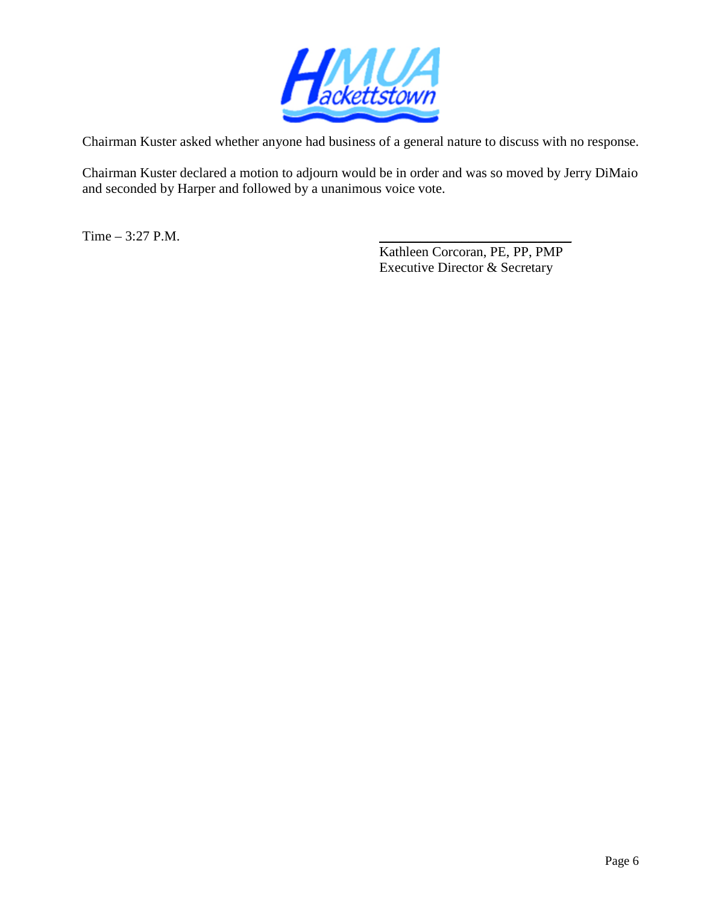Chairman Kuster asked whether anyone had business of a general nature to discuss with no response.

Chairman Kuster declared a motion to adjourn would be in order and was so moved by Jerry DiMaio and seconded by Harper and followed by a unanimous voice vote.

Time – 3:27 P.M.

\_\_\_\_\_\_\_\_\_\_\_\_\_\_\_\_\_\_\_\_\_\_\_\_\_\_\_\_

Kathleen Corcoran, PE, PP, PMP
Executive Director & Secretary